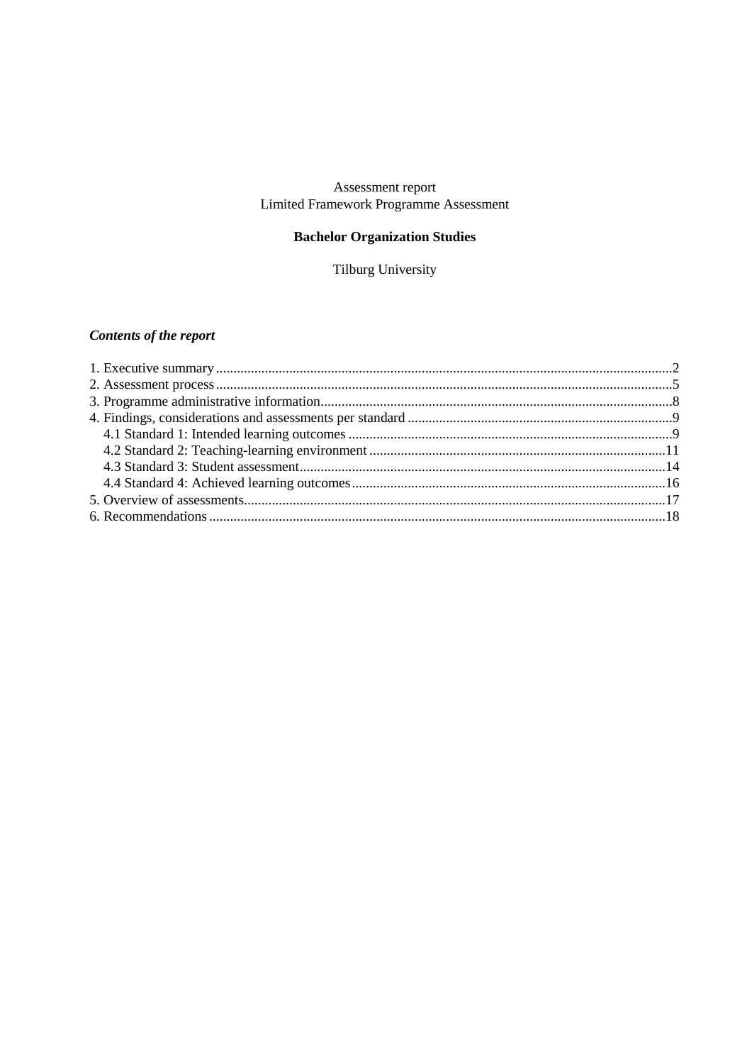Assessment report
Limited Framework Programme Assessment

**Bachelor Organization Studies**

Tilburg University

***Contents of the report***

1. Executive summary ....2
2. Assessment process ....5
3. Programme administrative information ....8
4. Findings, considerations and assessments per standard ....9
   - 4.1 Standard 1: Intended learning outcomes ....9
   - 4.2 Standard 2: Teaching-learning environment ....11
   - 4.3 Standard 3: Student assessment ....14
   - 4.4 Standard 4: Achieved learning outcomes ....16
5. Overview of assessments ....17
6. Recommendations ....18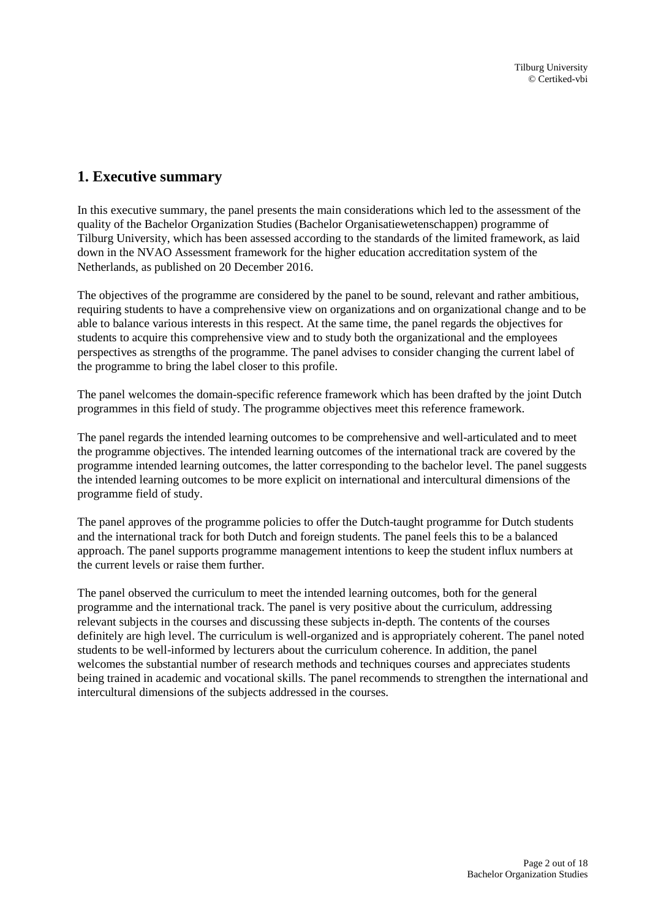## 1. Executive summary

In this executive summary, the panel presents the main considerations which led to the assessment of the quality of the Bachelor Organization Studies (Bachelor Organisatiewetenschappen) programme of Tilburg University, which has been assessed according to the standards of the limited framework, as laid down in the NVAO Assessment framework for the higher education accreditation system of the Netherlands, as published on 20 December 2016.

The objectives of the programme are considered by the panel to be sound, relevant and rather ambitious, requiring students to have a comprehensive view on organizations and on organizational change and to be able to balance various interests in this respect. At the same time, the panel regards the objectives for students to acquire this comprehensive view and to study both the organizational and the employees perspectives as strengths of the programme. The panel advises to consider changing the current label of the programme to bring the label closer to this profile.

The panel welcomes the domain-specific reference framework which has been drafted by the joint Dutch programmes in this field of study. The programme objectives meet this reference framework.

The panel regards the intended learning outcomes to be comprehensive and well-articulated and to meet the programme objectives. The intended learning outcomes of the international track are covered by the programme intended learning outcomes, the latter corresponding to the bachelor level. The panel suggests the intended learning outcomes to be more explicit on international and intercultural dimensions of the programme field of study.

The panel approves of the programme policies to offer the Dutch-taught programme for Dutch students and the international track for both Dutch and foreign students. The panel feels this to be a balanced approach. The panel supports programme management intentions to keep the student influx numbers at the current levels or raise them further.

The panel observed the curriculum to meet the intended learning outcomes, both for the general programme and the international track. The panel is very positive about the curriculum, addressing relevant subjects in the courses and discussing these subjects in-depth. The contents of the courses definitely are high level. The curriculum is well-organized and is appropriately coherent. The panel noted students to be well-informed by lecturers about the curriculum coherence. In addition, the panel welcomes the substantial number of research methods and techniques courses and appreciates students being trained in academic and vocational skills. The panel recommends to strengthen the international and intercultural dimensions of the subjects addressed in the courses.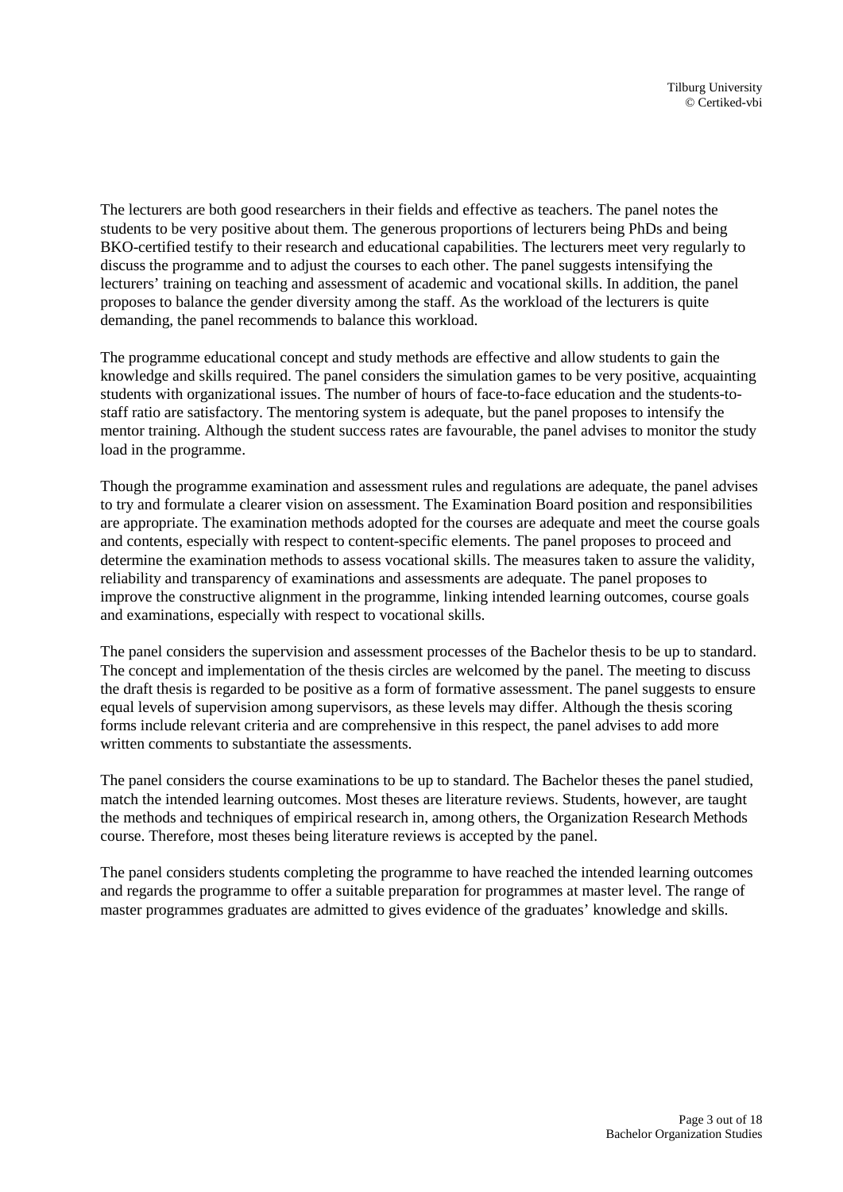The lecturers are both good researchers in their fields and effective as teachers. The panel notes the students to be very positive about them. The generous proportions of lecturers being PhDs and being BKO-certified testify to their research and educational capabilities. The lecturers meet very regularly to discuss the programme and to adjust the courses to each other. The panel suggests intensifying the lecturers' training on teaching and assessment of academic and vocational skills. In addition, the panel proposes to balance the gender diversity among the staff. As the workload of the lecturers is quite demanding, the panel recommends to balance this workload.

The programme educational concept and study methods are effective and allow students to gain the knowledge and skills required. The panel considers the simulation games to be very positive, acquainting students with organizational issues. The number of hours of face-to-face education and the students-to-staff ratio are satisfactory. The mentoring system is adequate, but the panel proposes to intensify the mentor training. Although the student success rates are favourable, the panel advises to monitor the study load in the programme.

Though the programme examination and assessment rules and regulations are adequate, the panel advises to try and formulate a clearer vision on assessment. The Examination Board position and responsibilities are appropriate. The examination methods adopted for the courses are adequate and meet the course goals and contents, especially with respect to content-specific elements. The panel proposes to proceed and determine the examination methods to assess vocational skills. The measures taken to assure the validity, reliability and transparency of examinations and assessments are adequate. The panel proposes to improve the constructive alignment in the programme, linking intended learning outcomes, course goals and examinations, especially with respect to vocational skills.

The panel considers the supervision and assessment processes of the Bachelor thesis to be up to standard. The concept and implementation of the thesis circles are welcomed by the panel. The meeting to discuss the draft thesis is regarded to be positive as a form of formative assessment. The panel suggests to ensure equal levels of supervision among supervisors, as these levels may differ. Although the thesis scoring forms include relevant criteria and are comprehensive in this respect, the panel advises to add more written comments to substantiate the assessments.

The panel considers the course examinations to be up to standard. The Bachelor theses the panel studied, match the intended learning outcomes. Most theses are literature reviews. Students, however, are taught the methods and techniques of empirical research in, among others, the Organization Research Methods course. Therefore, most theses being literature reviews is accepted by the panel.

The panel considers students completing the programme to have reached the intended learning outcomes and regards the programme to offer a suitable preparation for programmes at master level. The range of master programmes graduates are admitted to gives evidence of the graduates' knowledge and skills.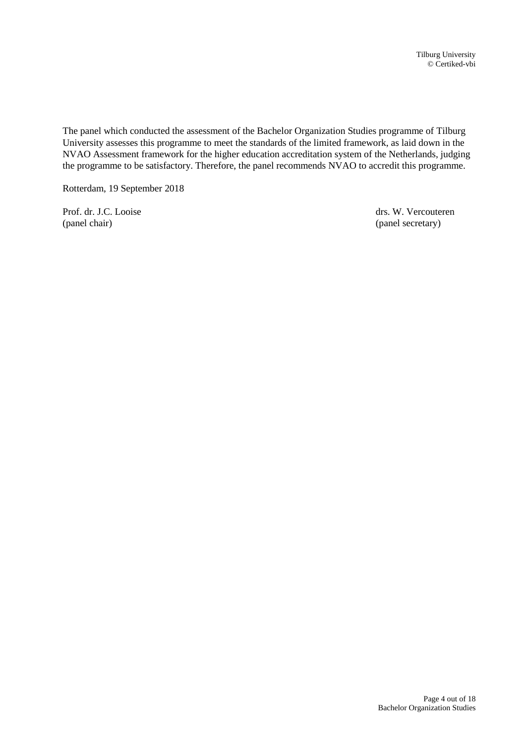The panel which conducted the assessment of the Bachelor Organization Studies programme of Tilburg University assesses this programme to meet the standards of the limited framework, as laid down in the NVAO Assessment framework for the higher education accreditation system of the Netherlands, judging the programme to be satisfactory. Therefore, the panel recommends NVAO to accredit this programme.

Rotterdam, 19 September 2018

| Prof. dr. J.C. Looise | drs. W. Vercouteren |
|---|---|
| (panel chair) | (panel secretary) |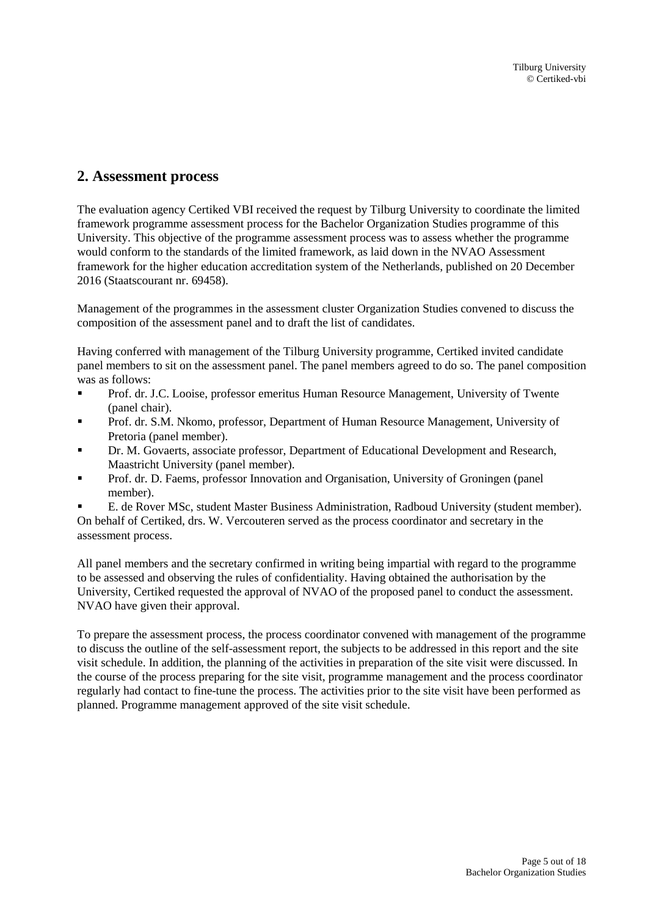## 2. Assessment process

The evaluation agency Certiked VBI received the request by Tilburg University to coordinate the limited framework programme assessment process for the Bachelor Organization Studies programme of this University. This objective of the programme assessment process was to assess whether the programme would conform to the standards of the limited framework, as laid down in the NVAO Assessment framework for the higher education accreditation system of the Netherlands, published on 20 December 2016 (Staatscourant nr. 69458).

Management of the programmes in the assessment cluster Organization Studies convened to discuss the composition of the assessment panel and to draft the list of candidates.

Having conferred with management of the Tilburg University programme, Certiked invited candidate panel members to sit on the assessment panel. The panel members agreed to do so. The panel composition was as follows:

- Prof. dr. J.C. Looise, professor emeritus Human Resource Management, University of Twente (panel chair).
- Prof. dr. S.M. Nkomo, professor, Department of Human Resource Management, University of Pretoria (panel member).
- Dr. M. Govaerts, associate professor, Department of Educational Development and Research, Maastricht University (panel member).
- Prof. dr. D. Faems, professor Innovation and Organisation, University of Groningen (panel member).
- E. de Rover MSc, student Master Business Administration, Radboud University (student member).

On behalf of Certiked, drs. W. Vercouteren served as the process coordinator and secretary in the assessment process.

All panel members and the secretary confirmed in writing being impartial with regard to the programme to be assessed and observing the rules of confidentiality. Having obtained the authorisation by the University, Certiked requested the approval of NVAO of the proposed panel to conduct the assessment. NVAO have given their approval.

To prepare the assessment process, the process coordinator convened with management of the programme to discuss the outline of the self-assessment report, the subjects to be addressed in this report and the site visit schedule. In addition, the planning of the activities in preparation of the site visit were discussed. In the course of the process preparing for the site visit, programme management and the process coordinator regularly had contact to fine-tune the process. The activities prior to the site visit have been performed as planned. Programme management approved of the site visit schedule.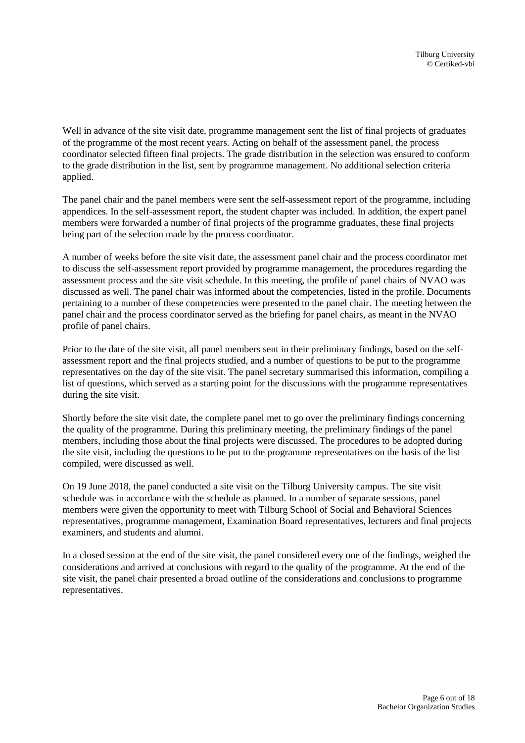Well in advance of the site visit date, programme management sent the list of final projects of graduates of the programme of the most recent years. Acting on behalf of the assessment panel, the process coordinator selected fifteen final projects. The grade distribution in the selection was ensured to conform to the grade distribution in the list, sent by programme management. No additional selection criteria applied.

The panel chair and the panel members were sent the self-assessment report of the programme, including appendices. In the self-assessment report, the student chapter was included. In addition, the expert panel members were forwarded a number of final projects of the programme graduates, these final projects being part of the selection made by the process coordinator.

A number of weeks before the site visit date, the assessment panel chair and the process coordinator met to discuss the self-assessment report provided by programme management, the procedures regarding the assessment process and the site visit schedule. In this meeting, the profile of panel chairs of NVAO was discussed as well. The panel chair was informed about the competencies, listed in the profile. Documents pertaining to a number of these competencies were presented to the panel chair. The meeting between the panel chair and the process coordinator served as the briefing for panel chairs, as meant in the NVAO profile of panel chairs.

Prior to the date of the site visit, all panel members sent in their preliminary findings, based on the self-assessment report and the final projects studied, and a number of questions to be put to the programme representatives on the day of the site visit. The panel secretary summarised this information, compiling a list of questions, which served as a starting point for the discussions with the programme representatives during the site visit.

Shortly before the site visit date, the complete panel met to go over the preliminary findings concerning the quality of the programme. During this preliminary meeting, the preliminary findings of the panel members, including those about the final projects were discussed. The procedures to be adopted during the site visit, including the questions to be put to the programme representatives on the basis of the list compiled, were discussed as well.

On 19 June 2018, the panel conducted a site visit on the Tilburg University campus. The site visit schedule was in accordance with the schedule as planned. In a number of separate sessions, panel members were given the opportunity to meet with Tilburg School of Social and Behavioral Sciences representatives, programme management, Examination Board representatives, lecturers and final projects examiners, and students and alumni.

In a closed session at the end of the site visit, the panel considered every one of the findings, weighed the considerations and arrived at conclusions with regard to the quality of the programme. At the end of the site visit, the panel chair presented a broad outline of the considerations and conclusions to programme representatives.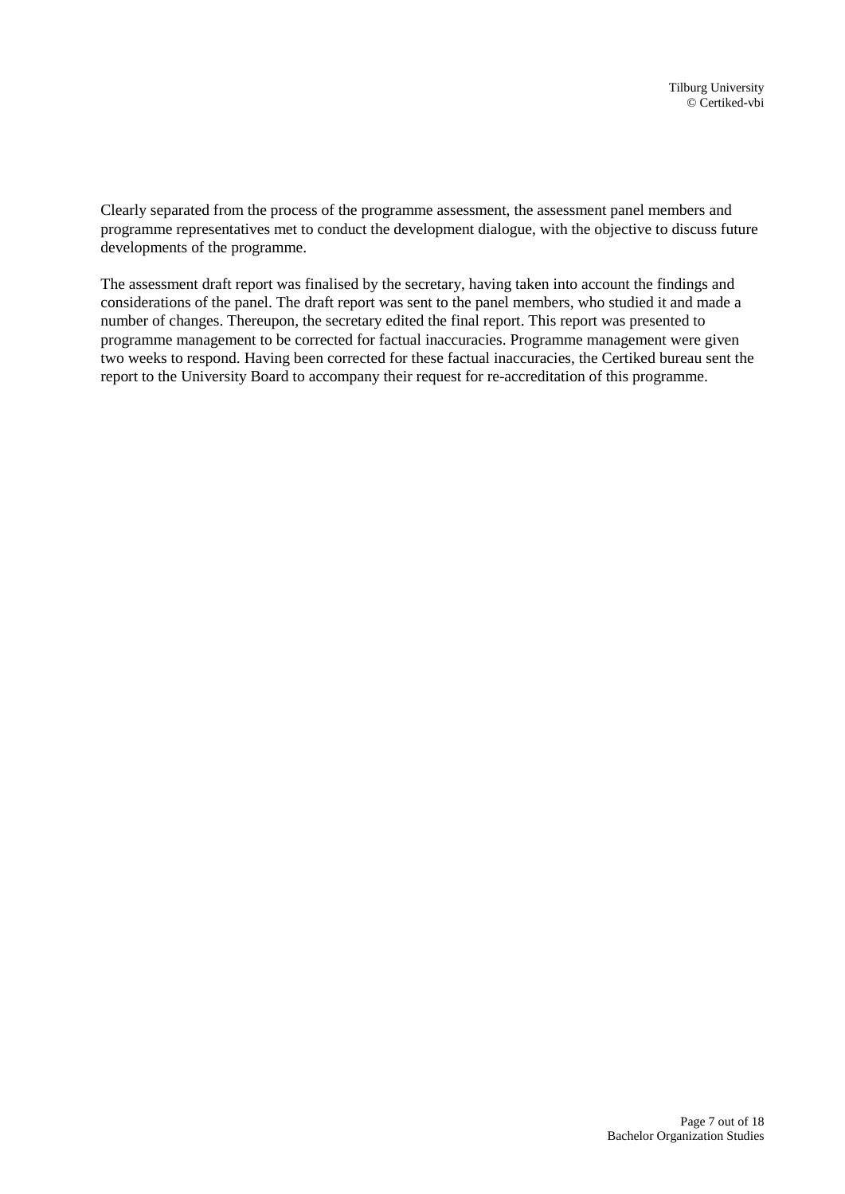Clearly separated from the process of the programme assessment, the assessment panel members and programme representatives met to conduct the development dialogue, with the objective to discuss future developments of the programme.

The assessment draft report was finalised by the secretary, having taken into account the findings and considerations of the panel. The draft report was sent to the panel members, who studied it and made a number of changes. Thereupon, the secretary edited the final report. This report was presented to programme management to be corrected for factual inaccuracies. Programme management were given two weeks to respond. Having been corrected for these factual inaccuracies, the Certiked bureau sent the report to the University Board to accompany their request for re-accreditation of this programme.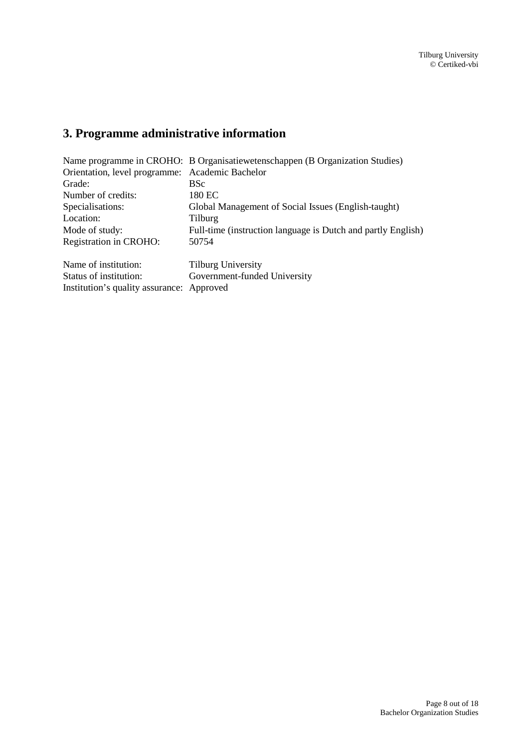## 3. Programme administrative information

Name programme in CROHO: B Organisatiewetenschappen (B Organization Studies)
Orientation, level programme: Academic Bachelor
Grade: BSc
Number of credits: 180 EC
Specialisations: Global Management of Social Issues (English-taught)
Location: Tilburg
Mode of study: Full-time (instruction language is Dutch and partly English)
Registration in CROHO: 50754

Name of institution: Tilburg University
Status of institution: Government-funded University
Institution's quality assurance: Approved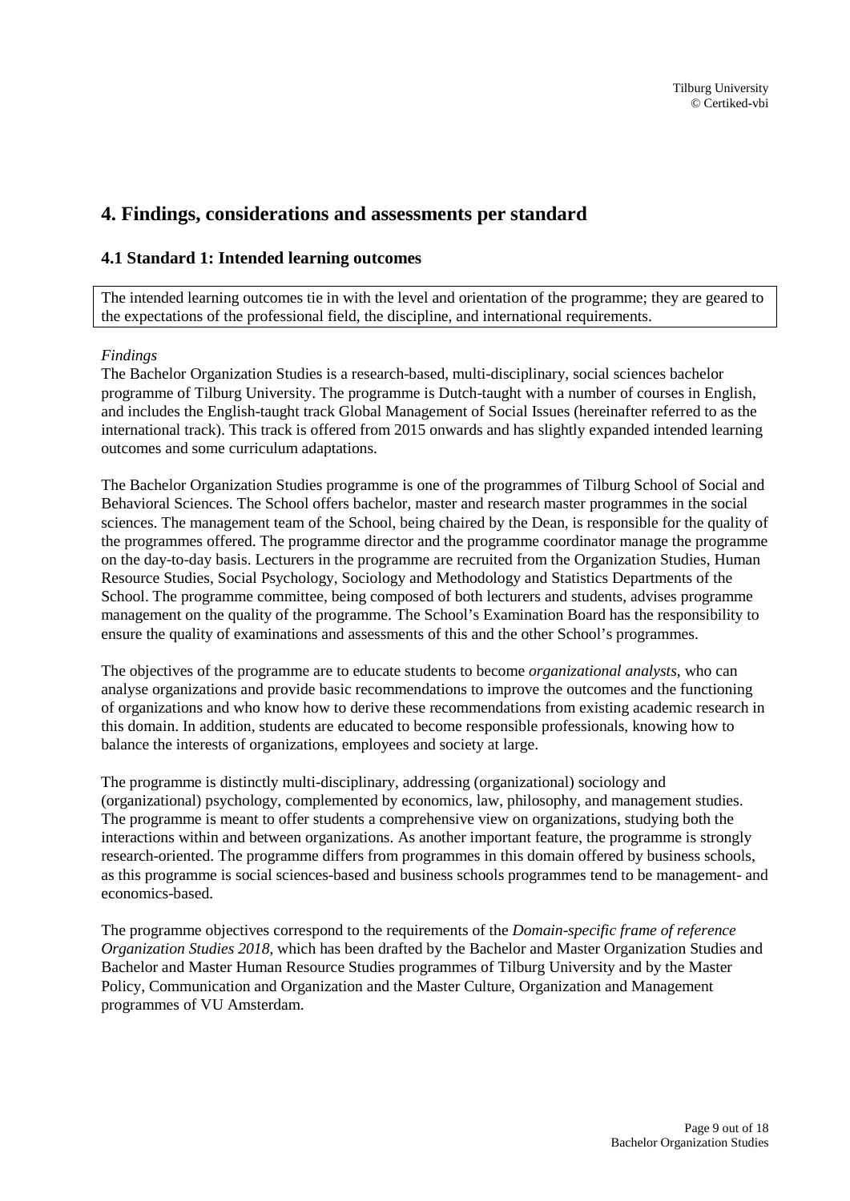# 4. Findings, considerations and assessments per standard

## 4.1 Standard 1: Intended learning outcomes

> The intended learning outcomes tie in with the level and orientation of the programme; they are geared to the expectations of the professional field, the discipline, and international requirements.

*Findings*

The Bachelor Organization Studies is a research-based, multi-disciplinary, social sciences bachelor programme of Tilburg University. The programme is Dutch-taught with a number of courses in English, and includes the English-taught track Global Management of Social Issues (hereinafter referred to as the international track). This track is offered from 2015 onwards and has slightly expanded intended learning outcomes and some curriculum adaptations.

The Bachelor Organization Studies programme is one of the programmes of Tilburg School of Social and Behavioral Sciences. The School offers bachelor, master and research master programmes in the social sciences. The management team of the School, being chaired by the Dean, is responsible for the quality of the programmes offered. The programme director and the programme coordinator manage the programme on the day-to-day basis. Lecturers in the programme are recruited from the Organization Studies, Human Resource Studies, Social Psychology, Sociology and Methodology and Statistics Departments of the School. The programme committee, being composed of both lecturers and students, advises programme management on the quality of the programme. The School's Examination Board has the responsibility to ensure the quality of examinations and assessments of this and the other School's programmes.

The objectives of the programme are to educate students to become *organizational analysts*, who can analyse organizations and provide basic recommendations to improve the outcomes and the functioning of organizations and who know how to derive these recommendations from existing academic research in this domain. In addition, students are educated to become responsible professionals, knowing how to balance the interests of organizations, employees and society at large.

The programme is distinctly multi-disciplinary, addressing (organizational) sociology and (organizational) psychology, complemented by economics, law, philosophy, and management studies. The programme is meant to offer students a comprehensive view on organizations, studying both the interactions within and between organizations. As another important feature, the programme is strongly research-oriented. The programme differs from programmes in this domain offered by business schools, as this programme is social sciences-based and business schools programmes tend to be management- and economics-based.

The programme objectives correspond to the requirements of the *Domain-specific frame of reference Organization Studies 2018*, which has been drafted by the Bachelor and Master Organization Studies and Bachelor and Master Human Resource Studies programmes of Tilburg University and by the Master Policy, Communication and Organization and the Master Culture, Organization and Management programmes of VU Amsterdam.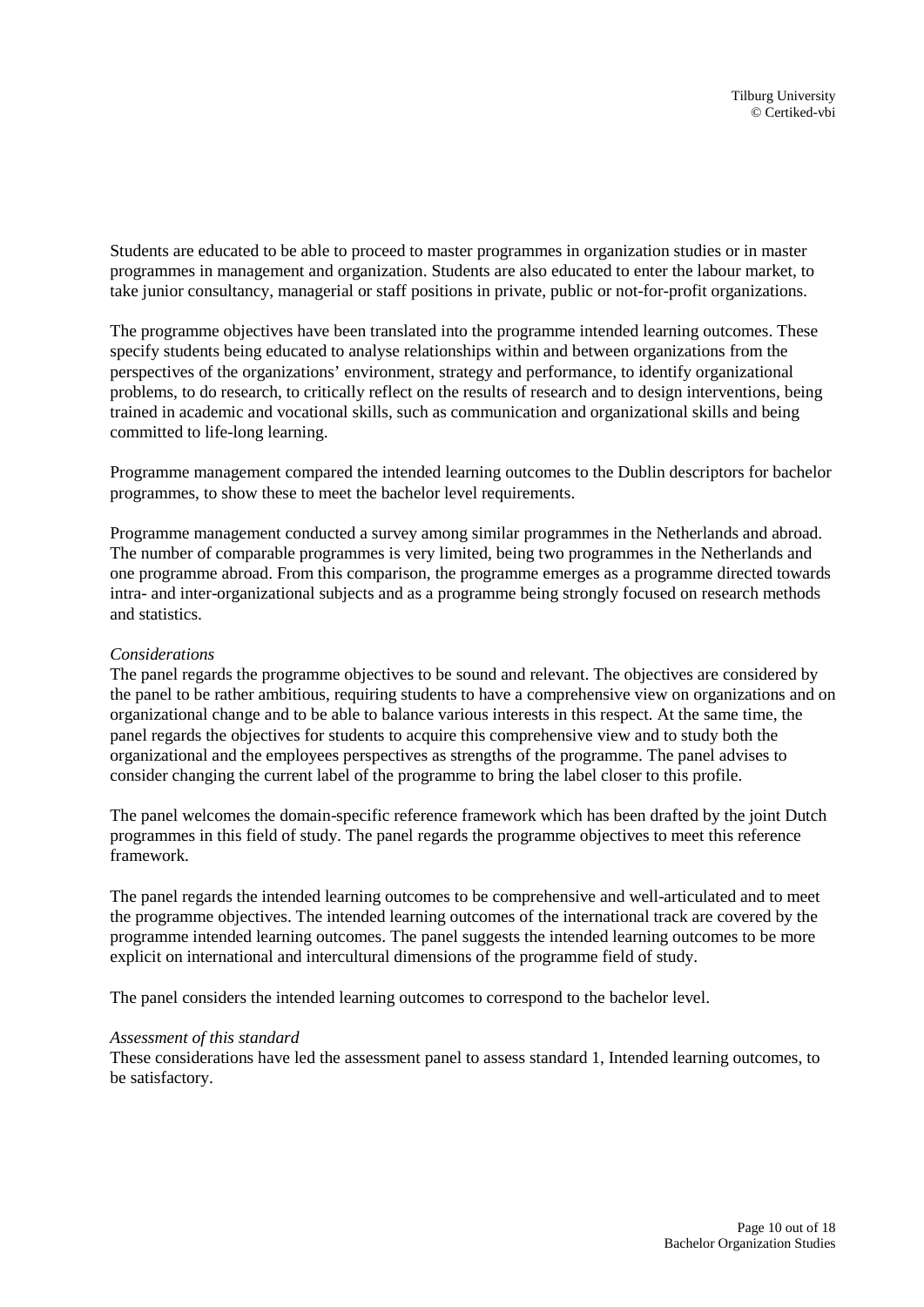Students are educated to be able to proceed to master programmes in organization studies or in master programmes in management and organization. Students are also educated to enter the labour market, to take junior consultancy, managerial or staff positions in private, public or not-for-profit organizations.

The programme objectives have been translated into the programme intended learning outcomes. These specify students being educated to analyse relationships within and between organizations from the perspectives of the organizations' environment, strategy and performance, to identify organizational problems, to do research, to critically reflect on the results of research and to design interventions, being trained in academic and vocational skills, such as communication and organizational skills and being committed to life-long learning.

Programme management compared the intended learning outcomes to the Dublin descriptors for bachelor programmes, to show these to meet the bachelor level requirements.

Programme management conducted a survey among similar programmes in the Netherlands and abroad. The number of comparable programmes is very limited, being two programmes in the Netherlands and one programme abroad. From this comparison, the programme emerges as a programme directed towards intra- and inter-organizational subjects and as a programme being strongly focused on research methods and statistics.

*Considerations*
The panel regards the programme objectives to be sound and relevant. The objectives are considered by the panel to be rather ambitious, requiring students to have a comprehensive view on organizations and on organizational change and to be able to balance various interests in this respect. At the same time, the panel regards the objectives for students to acquire this comprehensive view and to study both the organizational and the employees perspectives as strengths of the programme. The panel advises to consider changing the current label of the programme to bring the label closer to this profile.

The panel welcomes the domain-specific reference framework which has been drafted by the joint Dutch programmes in this field of study. The panel regards the programme objectives to meet this reference framework.

The panel regards the intended learning outcomes to be comprehensive and well-articulated and to meet the programme objectives. The intended learning outcomes of the international track are covered by the programme intended learning outcomes. The panel suggests the intended learning outcomes to be more explicit on international and intercultural dimensions of the programme field of study.

The panel considers the intended learning outcomes to correspond to the bachelor level.

*Assessment of this standard*
These considerations have led the assessment panel to assess standard 1, Intended learning outcomes, to be satisfactory.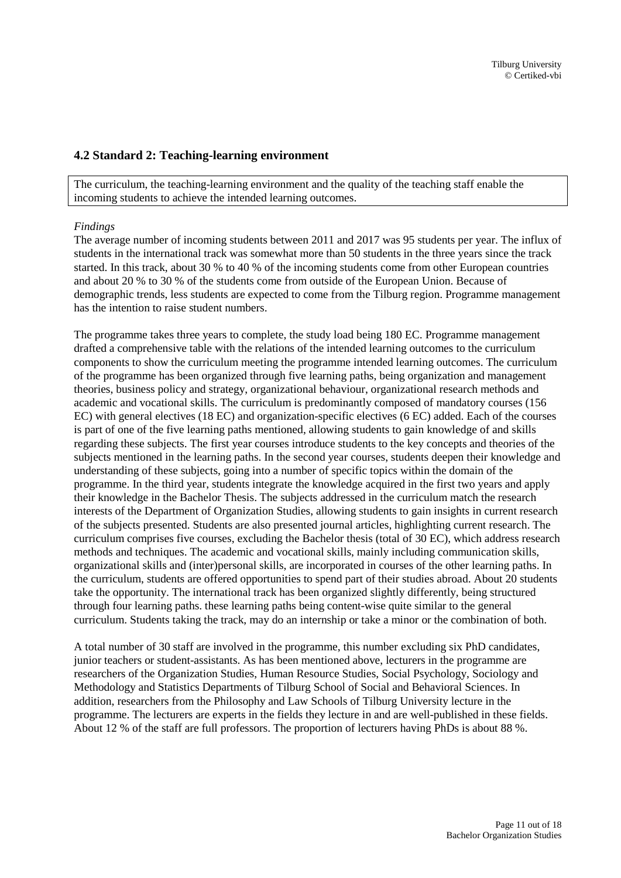## 4.2 Standard 2: Teaching-learning environment

The curriculum, the teaching-learning environment and the quality of the teaching staff enable the incoming students to achieve the intended learning outcomes.

*Findings*

The average number of incoming students between 2011 and 2017 was 95 students per year. The influx of students in the international track was somewhat more than 50 students in the three years since the track started. In this track, about 30 % to 40 % of the incoming students come from other European countries and about 20 % to 30 % of the students come from outside of the European Union. Because of demographic trends, less students are expected to come from the Tilburg region. Programme management has the intention to raise student numbers.

The programme takes three years to complete, the study load being 180 EC. Programme management drafted a comprehensive table with the relations of the intended learning outcomes to the curriculum components to show the curriculum meeting the programme intended learning outcomes. The curriculum of the programme has been organized through five learning paths, being organization and management theories, business policy and strategy, organizational behaviour, organizational research methods and academic and vocational skills. The curriculum is predominantly composed of mandatory courses (156 EC) with general electives (18 EC) and organization-specific electives (6 EC) added. Each of the courses is part of one of the five learning paths mentioned, allowing students to gain knowledge of and skills regarding these subjects. The first year courses introduce students to the key concepts and theories of the subjects mentioned in the learning paths. In the second year courses, students deepen their knowledge and understanding of these subjects, going into a number of specific topics within the domain of the programme. In the third year, students integrate the knowledge acquired in the first two years and apply their knowledge in the Bachelor Thesis. The subjects addressed in the curriculum match the research interests of the Department of Organization Studies, allowing students to gain insights in current research of the subjects presented. Students are also presented journal articles, highlighting current research. The curriculum comprises five courses, excluding the Bachelor thesis (total of 30 EC), which address research methods and techniques. The academic and vocational skills, mainly including communication skills, organizational skills and (inter)personal skills, are incorporated in courses of the other learning paths. In the curriculum, students are offered opportunities to spend part of their studies abroad. About 20 students take the opportunity. The international track has been organized slightly differently, being structured through four learning paths. these learning paths being content-wise quite similar to the general curriculum. Students taking the track, may do an internship or take a minor or the combination of both.

A total number of 30 staff are involved in the programme, this number excluding six PhD candidates, junior teachers or student-assistants. As has been mentioned above, lecturers in the programme are researchers of the Organization Studies, Human Resource Studies, Social Psychology, Sociology and Methodology and Statistics Departments of Tilburg School of Social and Behavioral Sciences. In addition, researchers from the Philosophy and Law Schools of Tilburg University lecture in the programme. The lecturers are experts in the fields they lecture in and are well-published in these fields. About 12 % of the staff are full professors. The proportion of lecturers having PhDs is about 88 %.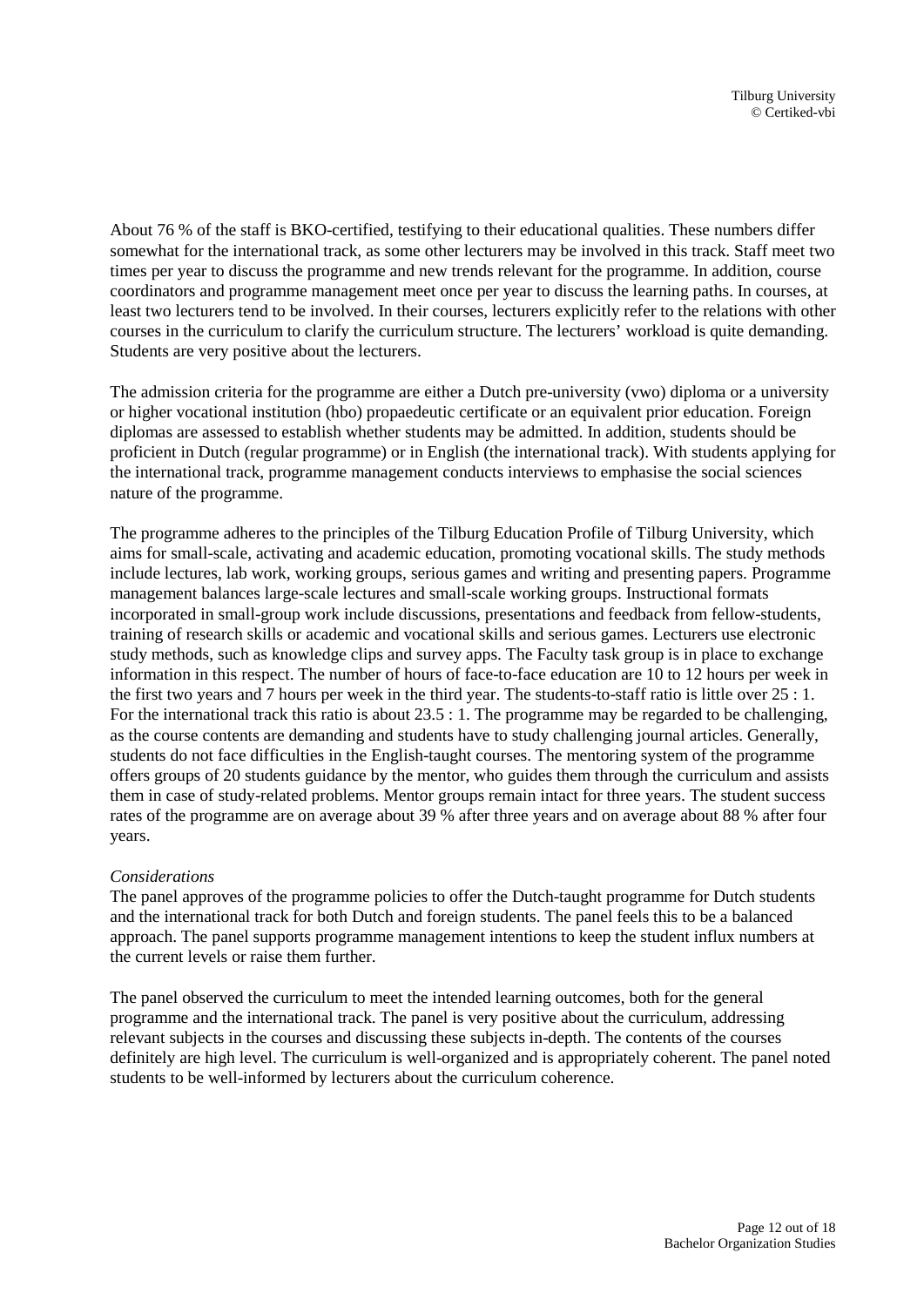About 76 % of the staff is BKO-certified, testifying to their educational qualities. These numbers differ somewhat for the international track, as some other lecturers may be involved in this track. Staff meet two times per year to discuss the programme and new trends relevant for the programme. In addition, course coordinators and programme management meet once per year to discuss the learning paths. In courses, at least two lecturers tend to be involved. In their courses, lecturers explicitly refer to the relations with other courses in the curriculum to clarify the curriculum structure. The lecturers' workload is quite demanding. Students are very positive about the lecturers.

The admission criteria for the programme are either a Dutch pre-university (vwo) diploma or a university or higher vocational institution (hbo) propaedeutic certificate or an equivalent prior education. Foreign diplomas are assessed to establish whether students may be admitted. In addition, students should be proficient in Dutch (regular programme) or in English (the international track). With students applying for the international track, programme management conducts interviews to emphasise the social sciences nature of the programme.

The programme adheres to the principles of the Tilburg Education Profile of Tilburg University, which aims for small-scale, activating and academic education, promoting vocational skills. The study methods include lectures, lab work, working groups, serious games and writing and presenting papers. Programme management balances large-scale lectures and small-scale working groups. Instructional formats incorporated in small-group work include discussions, presentations and feedback from fellow-students, training of research skills or academic and vocational skills and serious games. Lecturers use electronic study methods, such as knowledge clips and survey apps. The Faculty task group is in place to exchange information in this respect. The number of hours of face-to-face education are 10 to 12 hours per week in the first two years and 7 hours per week in the third year. The students-to-staff ratio is little over 25 : 1. For the international track this ratio is about 23.5 : 1. The programme may be regarded to be challenging, as the course contents are demanding and students have to study challenging journal articles. Generally, students do not face difficulties in the English-taught courses. The mentoring system of the programme offers groups of 20 students guidance by the mentor, who guides them through the curriculum and assists them in case of study-related problems. Mentor groups remain intact for three years. The student success rates of the programme are on average about 39 % after three years and on average about 88 % after four years.

*Considerations*

The panel approves of the programme policies to offer the Dutch-taught programme for Dutch students and the international track for both Dutch and foreign students. The panel feels this to be a balanced approach. The panel supports programme management intentions to keep the student influx numbers at the current levels or raise them further.

The panel observed the curriculum to meet the intended learning outcomes, both for the general programme and the international track. The panel is very positive about the curriculum, addressing relevant subjects in the courses and discussing these subjects in-depth. The contents of the courses definitely are high level. The curriculum is well-organized and is appropriately coherent. The panel noted students to be well-informed by lecturers about the curriculum coherence.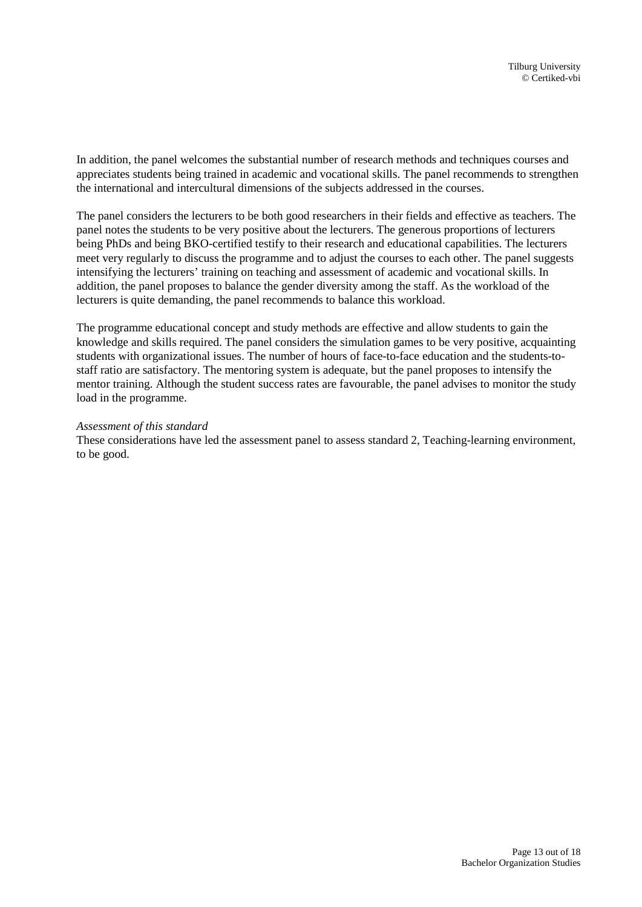In addition, the panel welcomes the substantial number of research methods and techniques courses and appreciates students being trained in academic and vocational skills. The panel recommends to strengthen the international and intercultural dimensions of the subjects addressed in the courses.

The panel considers the lecturers to be both good researchers in their fields and effective as teachers. The panel notes the students to be very positive about the lecturers. The generous proportions of lecturers being PhDs and being BKO-certified testify to their research and educational capabilities. The lecturers meet very regularly to discuss the programme and to adjust the courses to each other. The panel suggests intensifying the lecturers' training on teaching and assessment of academic and vocational skills. In addition, the panel proposes to balance the gender diversity among the staff. As the workload of the lecturers is quite demanding, the panel recommends to balance this workload.

The programme educational concept and study methods are effective and allow students to gain the knowledge and skills required. The panel considers the simulation games to be very positive, acquainting students with organizational issues. The number of hours of face-to-face education and the students-to-staff ratio are satisfactory. The mentoring system is adequate, but the panel proposes to intensify the mentor training. Although the student success rates are favourable, the panel advises to monitor the study load in the programme.

*Assessment of this standard*

These considerations have led the assessment panel to assess standard 2, Teaching-learning environment, to be good.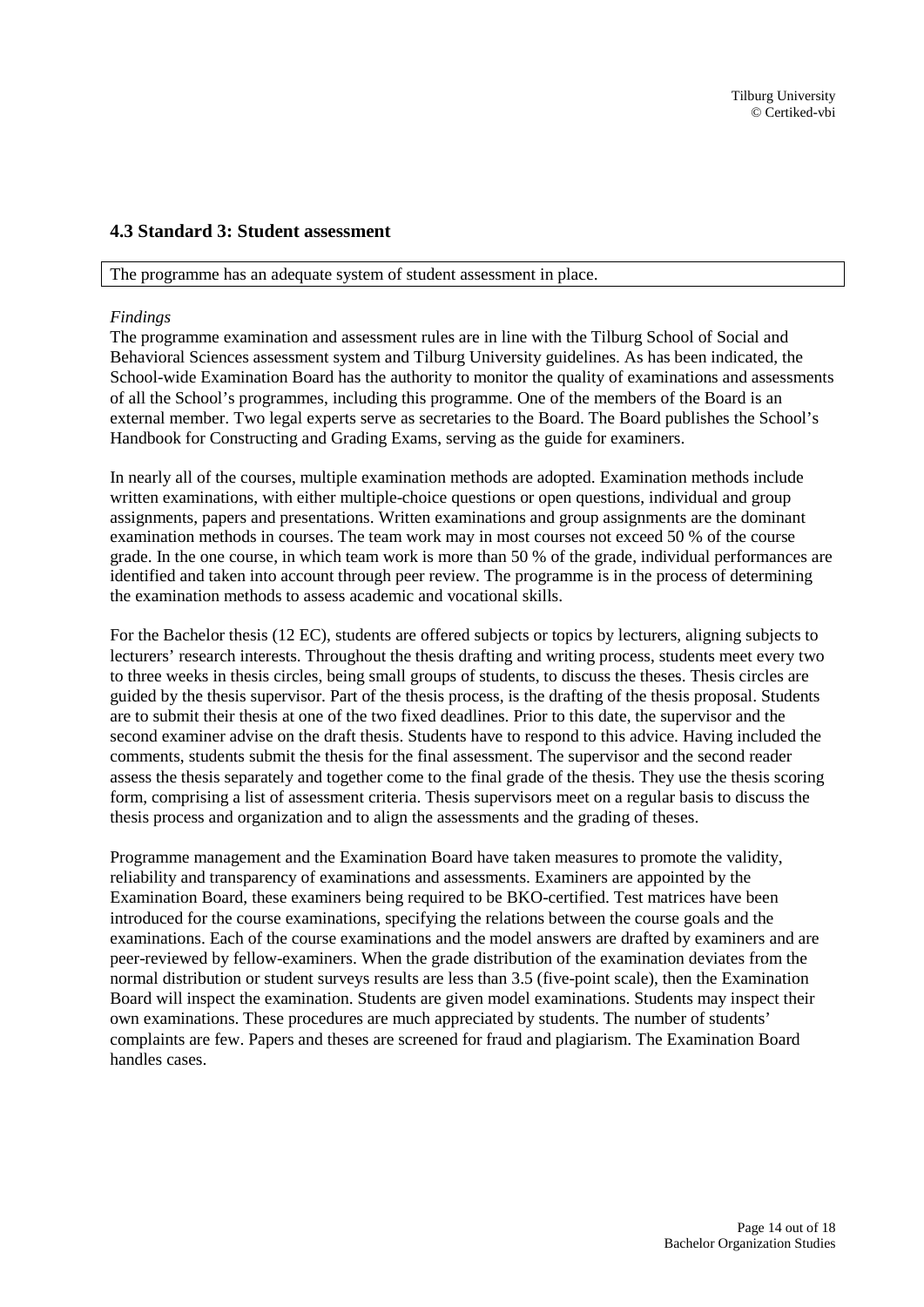### 4.3 Standard 3: Student assessment

The programme has an adequate system of student assessment in place.

*Findings*

The programme examination and assessment rules are in line with the Tilburg School of Social and Behavioral Sciences assessment system and Tilburg University guidelines. As has been indicated, the School-wide Examination Board has the authority to monitor the quality of examinations and assessments of all the School's programmes, including this programme. One of the members of the Board is an external member. Two legal experts serve as secretaries to the Board. The Board publishes the School's Handbook for Constructing and Grading Exams, serving as the guide for examiners.

In nearly all of the courses, multiple examination methods are adopted. Examination methods include written examinations, with either multiple-choice questions or open questions, individual and group assignments, papers and presentations. Written examinations and group assignments are the dominant examination methods in courses. The team work may in most courses not exceed 50 % of the course grade. In the one course, in which team work is more than 50 % of the grade, individual performances are identified and taken into account through peer review. The programme is in the process of determining the examination methods to assess academic and vocational skills.

For the Bachelor thesis (12 EC), students are offered subjects or topics by lecturers, aligning subjects to lecturers' research interests. Throughout the thesis drafting and writing process, students meet every two to three weeks in thesis circles, being small groups of students, to discuss the theses. Thesis circles are guided by the thesis supervisor. Part of the thesis process, is the drafting of the thesis proposal. Students are to submit their thesis at one of the two fixed deadlines. Prior to this date, the supervisor and the second examiner advise on the draft thesis. Students have to respond to this advice. Having included the comments, students submit the thesis for the final assessment. The supervisor and the second reader assess the thesis separately and together come to the final grade of the thesis. They use the thesis scoring form, comprising a list of assessment criteria. Thesis supervisors meet on a regular basis to discuss the thesis process and organization and to align the assessments and the grading of theses.

Programme management and the Examination Board have taken measures to promote the validity, reliability and transparency of examinations and assessments. Examiners are appointed by the Examination Board, these examiners being required to be BKO-certified. Test matrices have been introduced for the course examinations, specifying the relations between the course goals and the examinations. Each of the course examinations and the model answers are drafted by examiners and are peer-reviewed by fellow-examiners. When the grade distribution of the examination deviates from the normal distribution or student surveys results are less than 3.5 (five-point scale), then the Examination Board will inspect the examination. Students are given model examinations. Students may inspect their own examinations. These procedures are much appreciated by students. The number of students' complaints are few. Papers and theses are screened for fraud and plagiarism. The Examination Board handles cases.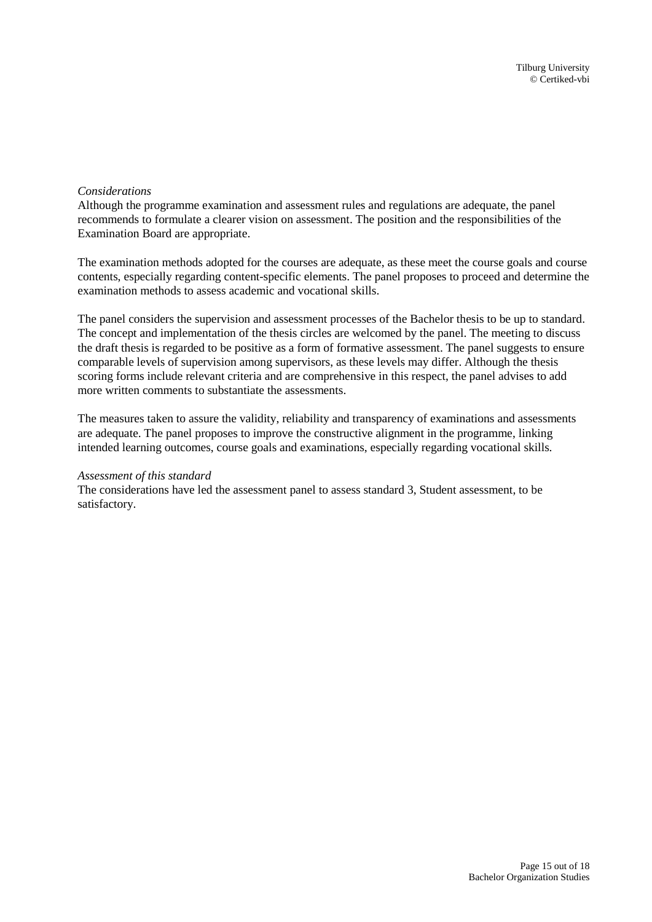*Considerations*

Although the programme examination and assessment rules and regulations are adequate, the panel recommends to formulate a clearer vision on assessment. The position and the responsibilities of the Examination Board are appropriate.

The examination methods adopted for the courses are adequate, as these meet the course goals and course contents, especially regarding content-specific elements. The panel proposes to proceed and determine the examination methods to assess academic and vocational skills.

The panel considers the supervision and assessment processes of the Bachelor thesis to be up to standard. The concept and implementation of the thesis circles are welcomed by the panel. The meeting to discuss the draft thesis is regarded to be positive as a form of formative assessment. The panel suggests to ensure comparable levels of supervision among supervisors, as these levels may differ. Although the thesis scoring forms include relevant criteria and are comprehensive in this respect, the panel advises to add more written comments to substantiate the assessments.

The measures taken to assure the validity, reliability and transparency of examinations and assessments are adequate. The panel proposes to improve the constructive alignment in the programme, linking intended learning outcomes, course goals and examinations, especially regarding vocational skills.

*Assessment of this standard*

The considerations have led the assessment panel to assess standard 3, Student assessment, to be satisfactory.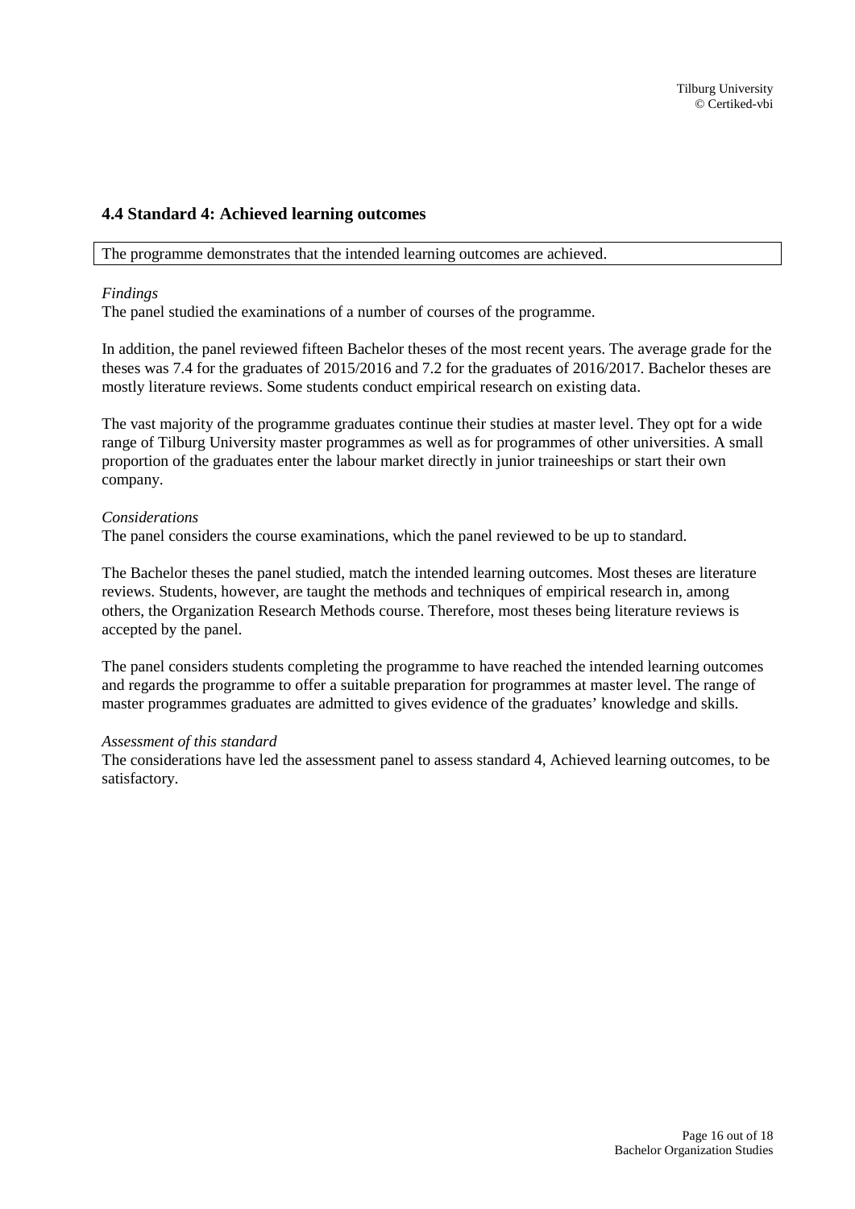## 4.4 Standard 4: Achieved learning outcomes

The programme demonstrates that the intended learning outcomes are achieved.

*Findings*

The panel studied the examinations of a number of courses of the programme.

In addition, the panel reviewed fifteen Bachelor theses of the most recent years. The average grade for the theses was 7.4 for the graduates of 2015/2016 and 7.2 for the graduates of 2016/2017. Bachelor theses are mostly literature reviews. Some students conduct empirical research on existing data.

The vast majority of the programme graduates continue their studies at master level. They opt for a wide range of Tilburg University master programmes as well as for programmes of other universities. A small proportion of the graduates enter the labour market directly in junior traineeships or start their own company.

*Considerations*

The panel considers the course examinations, which the panel reviewed to be up to standard.

The Bachelor theses the panel studied, match the intended learning outcomes. Most theses are literature reviews. Students, however, are taught the methods and techniques of empirical research in, among others, the Organization Research Methods course. Therefore, most theses being literature reviews is accepted by the panel.

The panel considers students completing the programme to have reached the intended learning outcomes and regards the programme to offer a suitable preparation for programmes at master level. The range of master programmes graduates are admitted to gives evidence of the graduates' knowledge and skills.

*Assessment of this standard*

The considerations have led the assessment panel to assess standard 4, Achieved learning outcomes, to be satisfactory.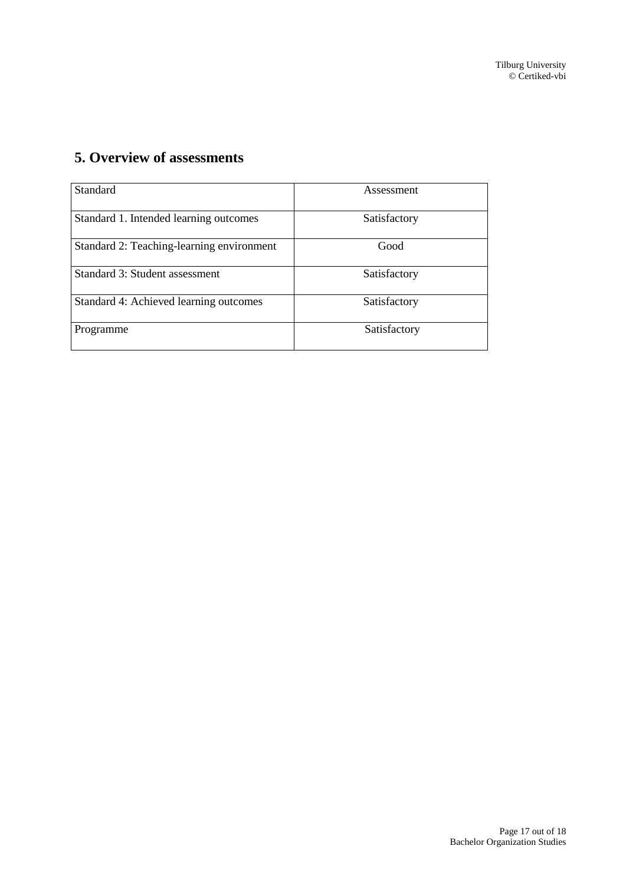## 5. Overview of assessments

| Standard | Assessment |
|---|---|
| Standard 1. Intended learning outcomes | Satisfactory |
| Standard 2: Teaching-learning environment | Good |
| Standard 3: Student assessment | Satisfactory |
| Standard 4: Achieved learning outcomes | Satisfactory |
| Programme | Satisfactory |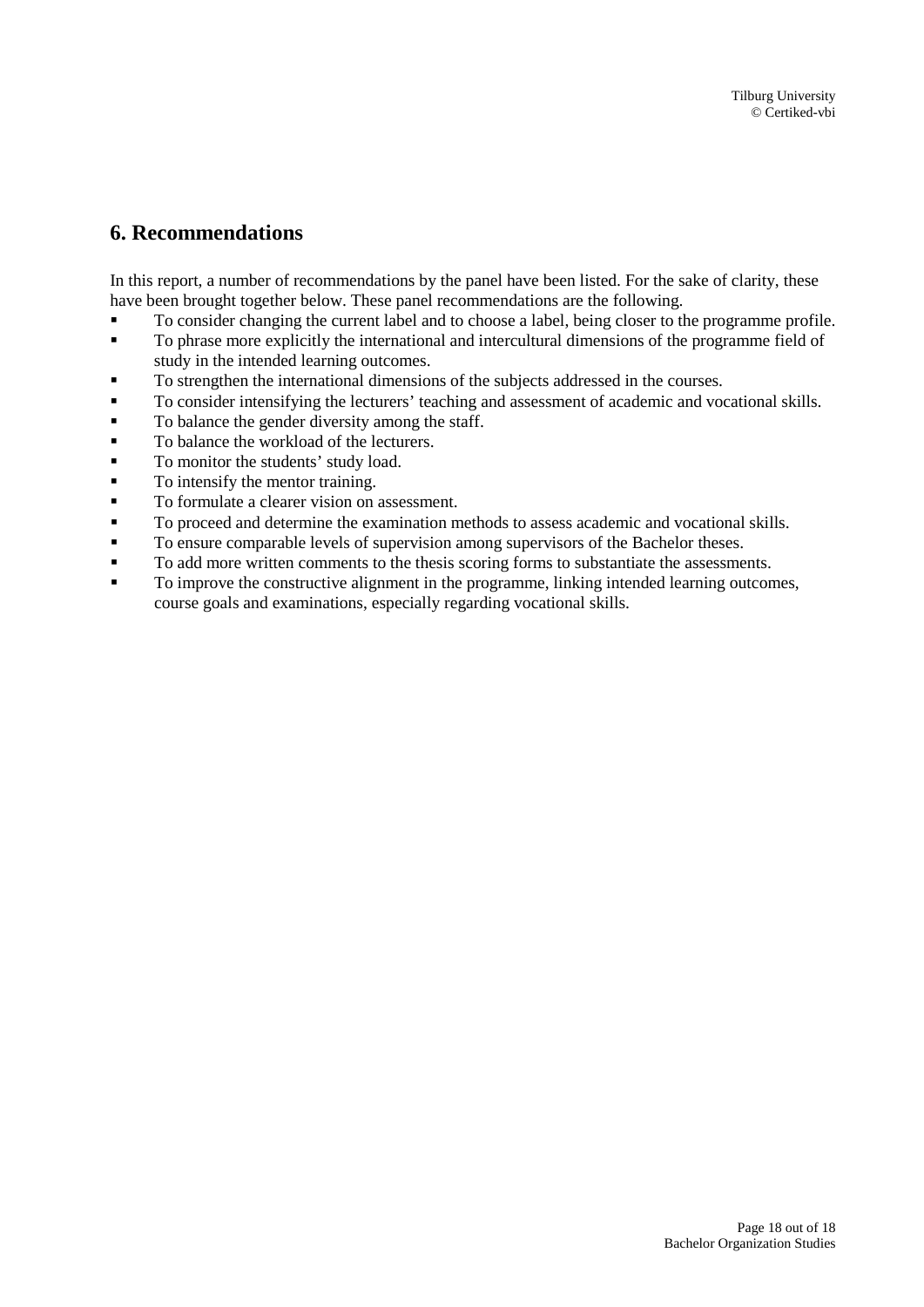## 6. Recommendations

In this report, a number of recommendations by the panel have been listed. For the sake of clarity, these have been brought together below. These panel recommendations are the following.

- To consider changing the current label and to choose a label, being closer to the programme profile.
- To phrase more explicitly the international and intercultural dimensions of the programme field of study in the intended learning outcomes.
- To strengthen the international dimensions of the subjects addressed in the courses.
- To consider intensifying the lecturers' teaching and assessment of academic and vocational skills.
- To balance the gender diversity among the staff.
- To balance the workload of the lecturers.
- To monitor the students' study load.
- To intensify the mentor training.
- To formulate a clearer vision on assessment.
- To proceed and determine the examination methods to assess academic and vocational skills.
- To ensure comparable levels of supervision among supervisors of the Bachelor theses.
- To add more written comments to the thesis scoring forms to substantiate the assessments.
- To improve the constructive alignment in the programme, linking intended learning outcomes, course goals and examinations, especially regarding vocational skills.